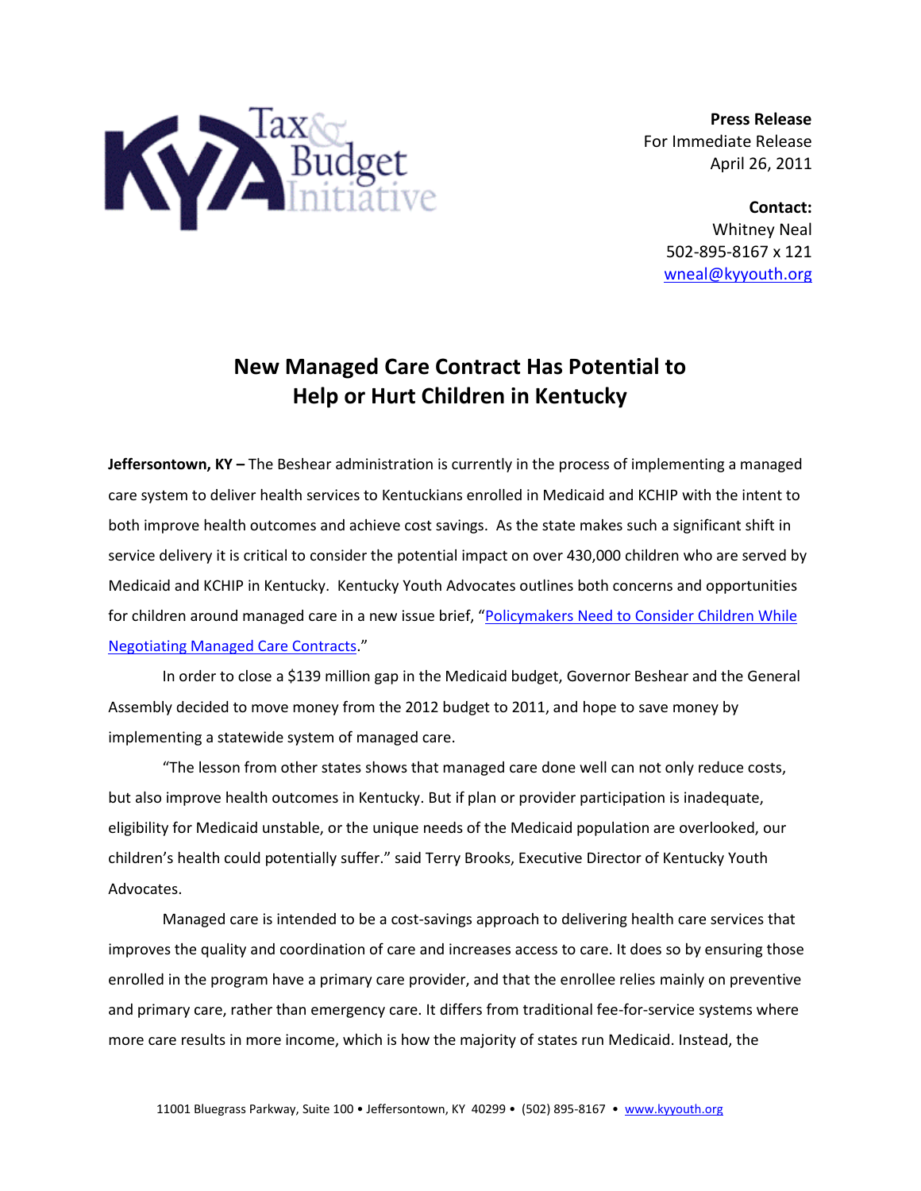KYA Tax & Budget Initiative

**Press Release**
For Immediate Release
April 26, 2011

**Contact:**
Whitney Neal
502-895-8167 x 121
wneal@kyyouth.org

# New Managed Care Contract Has Potential to Help or Hurt Children in Kentucky

**Jeffersontown, KY –** The Beshear administration is currently in the process of implementing a managed care system to deliver health services to Kentuckians enrolled in Medicaid and KCHIP with the intent to both improve health outcomes and achieve cost savings. As the state makes such a significant shift in service delivery it is critical to consider the potential impact on over 430,000 children who are served by Medicaid and KCHIP in Kentucky. Kentucky Youth Advocates outlines both concerns and opportunities for children around managed care in a new issue brief, "Policymakers Need to Consider Children While Negotiating Managed Care Contracts."

In order to close a $139 million gap in the Medicaid budget, Governor Beshear and the General Assembly decided to move money from the 2012 budget to 2011, and hope to save money by implementing a statewide system of managed care.

"The lesson from other states shows that managed care done well can not only reduce costs, but also improve health outcomes in Kentucky. But if plan or provider participation is inadequate, eligibility for Medicaid unstable, or the unique needs of the Medicaid population are overlooked, our children's health could potentially suffer." said Terry Brooks, Executive Director of Kentucky Youth Advocates.

Managed care is intended to be a cost-savings approach to delivering health care services that improves the quality and coordination of care and increases access to care. It does so by ensuring those enrolled in the program have a primary care provider, and that the enrollee relies mainly on preventive and primary care, rather than emergency care. It differs from traditional fee-for-service systems where more care results in more income, which is how the majority of states run Medicaid. Instead, the

11001 Bluegrass Parkway, Suite 100 • Jeffersontown, KY 40299 • (502) 895-8167 • www.kyyouth.org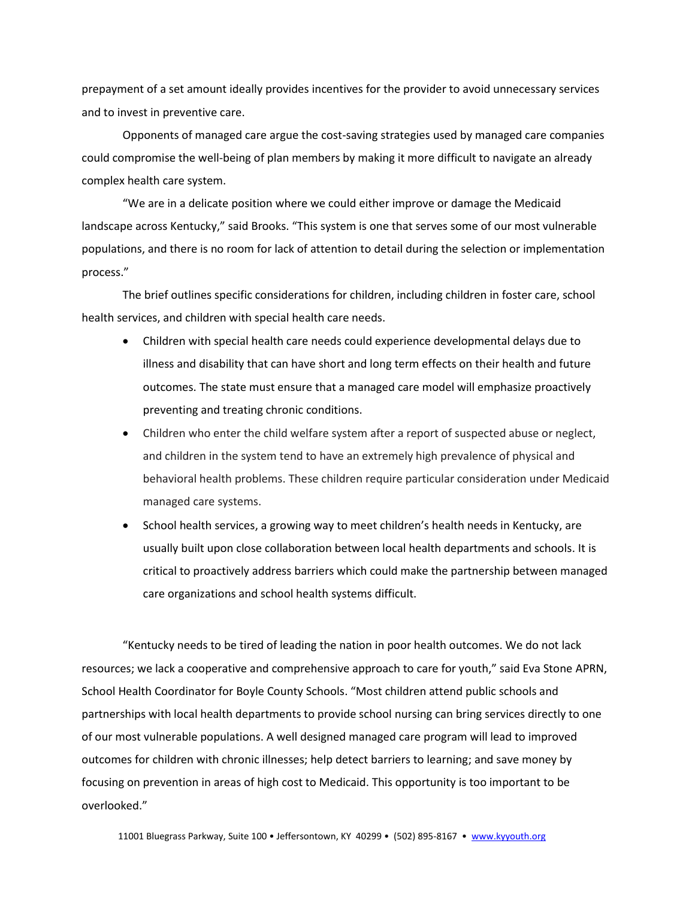prepayment of a set amount ideally provides incentives for the provider to avoid unnecessary services and to invest in preventive care.

Opponents of managed care argue the cost-saving strategies used by managed care companies could compromise the well-being of plan members by making it more difficult to navigate an already complex health care system.

"We are in a delicate position where we could either improve or damage the Medicaid landscape across Kentucky," said Brooks. "This system is one that serves some of our most vulnerable populations, and there is no room for lack of attention to detail during the selection or implementation process."

The brief outlines specific considerations for children, including children in foster care, school health services, and children with special health care needs.

- Children with special health care needs could experience developmental delays due to illness and disability that can have short and long term effects on their health and future outcomes. The state must ensure that a managed care model will emphasize proactively preventing and treating chronic conditions.
- Children who enter the child welfare system after a report of suspected abuse or neglect, and children in the system tend to have an extremely high prevalence of physical and behavioral health problems. These children require particular consideration under Medicaid managed care systems.
- School health services, a growing way to meet children's health needs in Kentucky, are usually built upon close collaboration between local health departments and schools. It is critical to proactively address barriers which could make the partnership between managed care organizations and school health systems difficult.

"Kentucky needs to be tired of leading the nation in poor health outcomes. We do not lack resources; we lack a cooperative and comprehensive approach to care for youth," said Eva Stone APRN, School Health Coordinator for Boyle County Schools. "Most children attend public schools and partnerships with local health departments to provide school nursing can bring services directly to one of our most vulnerable populations. A well designed managed care program will lead to improved outcomes for children with chronic illnesses; help detect barriers to learning; and save money by focusing on prevention in areas of high cost to Medicaid. This opportunity is too important to be overlooked."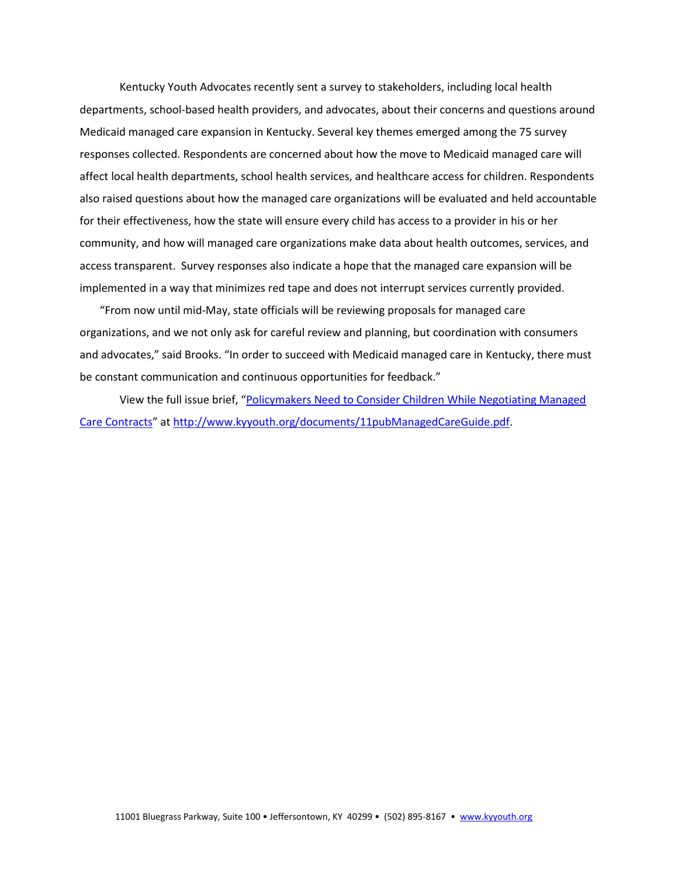Kentucky Youth Advocates recently sent a survey to stakeholders, including local health departments, school-based health providers, and advocates, about their concerns and questions around Medicaid managed care expansion in Kentucky. Several key themes emerged among the 75 survey responses collected. Respondents are concerned about how the move to Medicaid managed care will affect local health departments, school health services, and healthcare access for children. Respondents also raised questions about how the managed care organizations will be evaluated and held accountable for their effectiveness, how the state will ensure every child has access to a provider in his or her community, and how will managed care organizations make data about health outcomes, services, and access transparent. Survey responses also indicate a hope that the managed care expansion will be implemented in a way that minimizes red tape and does not interrupt services currently provided.

"From now until mid-May, state officials will be reviewing proposals for managed care organizations, and we not only ask for careful review and planning, but coordination with consumers and advocates," said Brooks. "In order to succeed with Medicaid managed care in Kentucky, there must be constant communication and continuous opportunities for feedback."

View the full issue brief, "[Policymakers Need to Consider Children While Negotiating Managed Care Contracts](http://www.kyyouth.org/documents/11pubManagedCareGuide.pdf)" at [http://www.kyyouth.org/documents/11pubManagedCareGuide.pdf](http://www.kyyouth.org/documents/11pubManagedCareGuide.pdf).

11001 Bluegrass Parkway, Suite 100 • Jeffersontown, KY 40299 • (502) 895-8167 • [www.kyyouth.org](http://www.kyyouth.org)